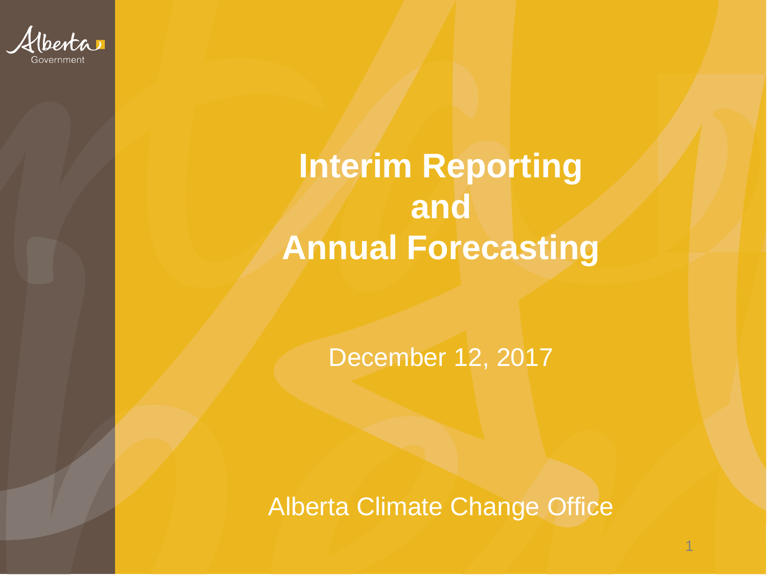# Interim Reporting and Annual Forecasting

December 12, 2017

Alberta Climate Change Office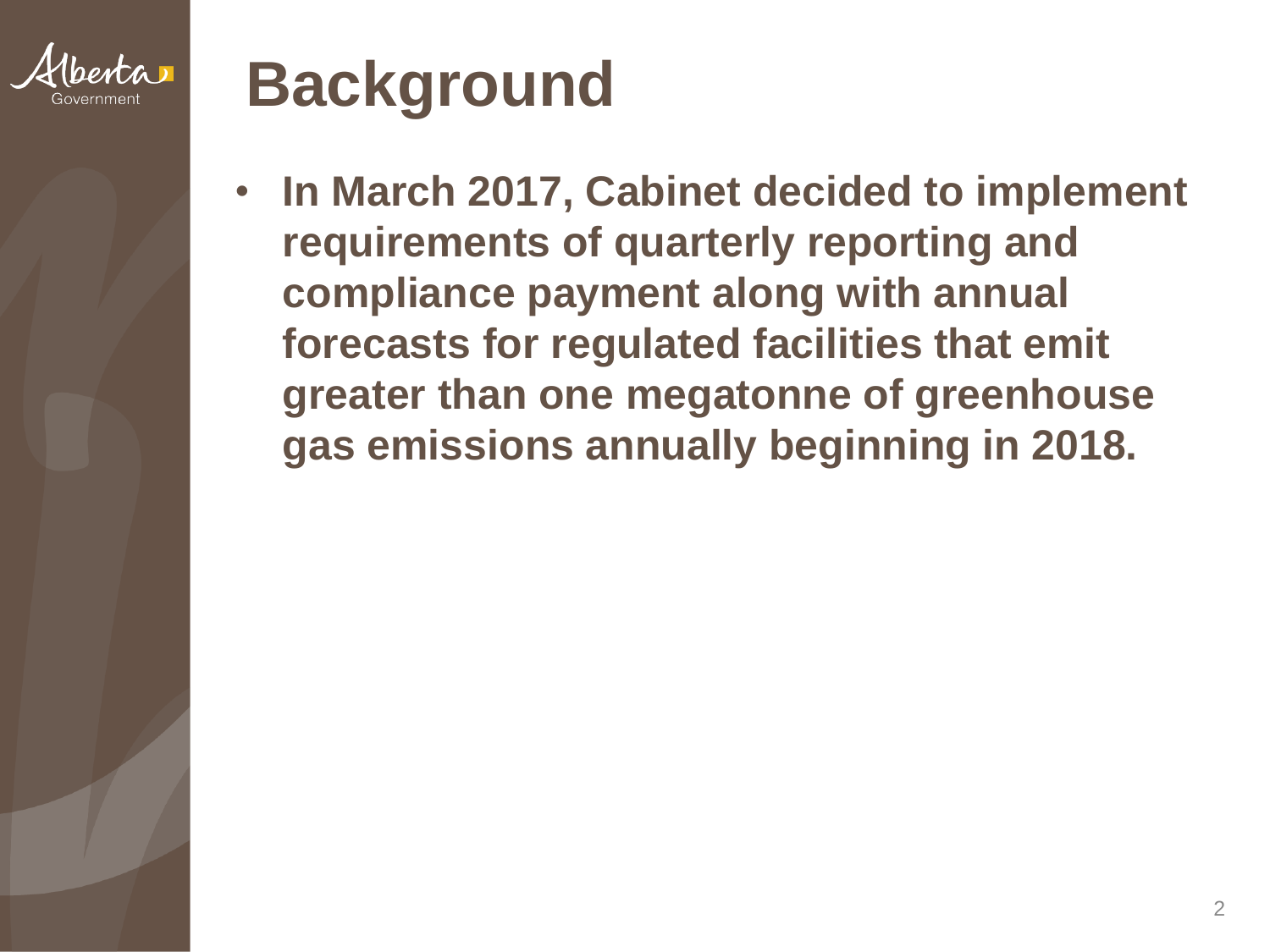# Background

- **In March 2017, Cabinet decided to implement requirements of quarterly reporting and compliance payment along with annual forecasts for regulated facilities that emit greater than one megatonne of greenhouse gas emissions annually beginning in 2018.**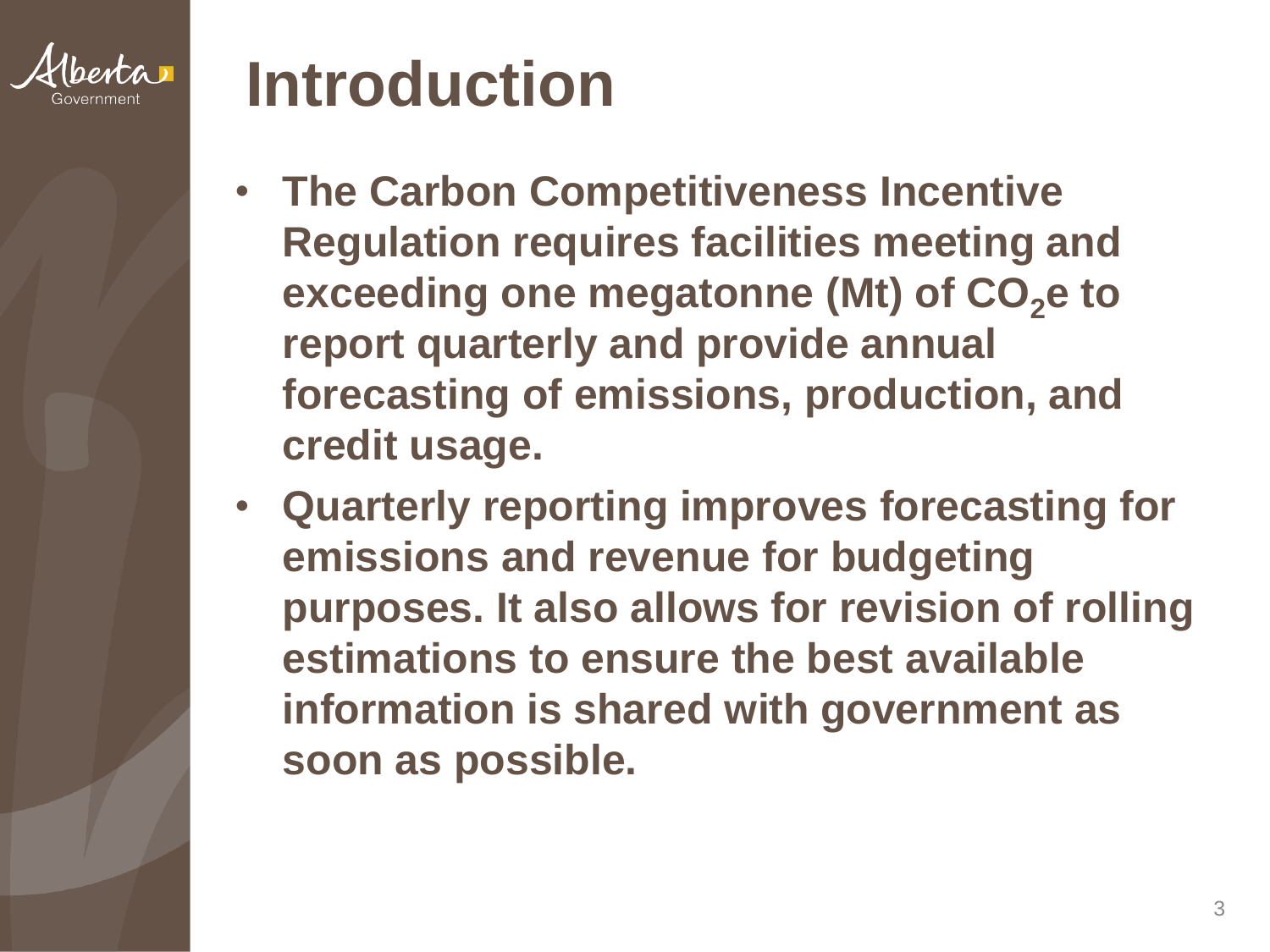# Introduction

- **The Carbon Competitiveness Incentive Regulation requires facilities meeting and exceeding one megatonne (Mt) of $CO_2$e to report quarterly and provide annual forecasting of emissions, production, and credit usage.**
- **Quarterly reporting improves forecasting for emissions and revenue for budgeting purposes. It also allows for revision of rolling estimations to ensure the best available information is shared with government as soon as possible.**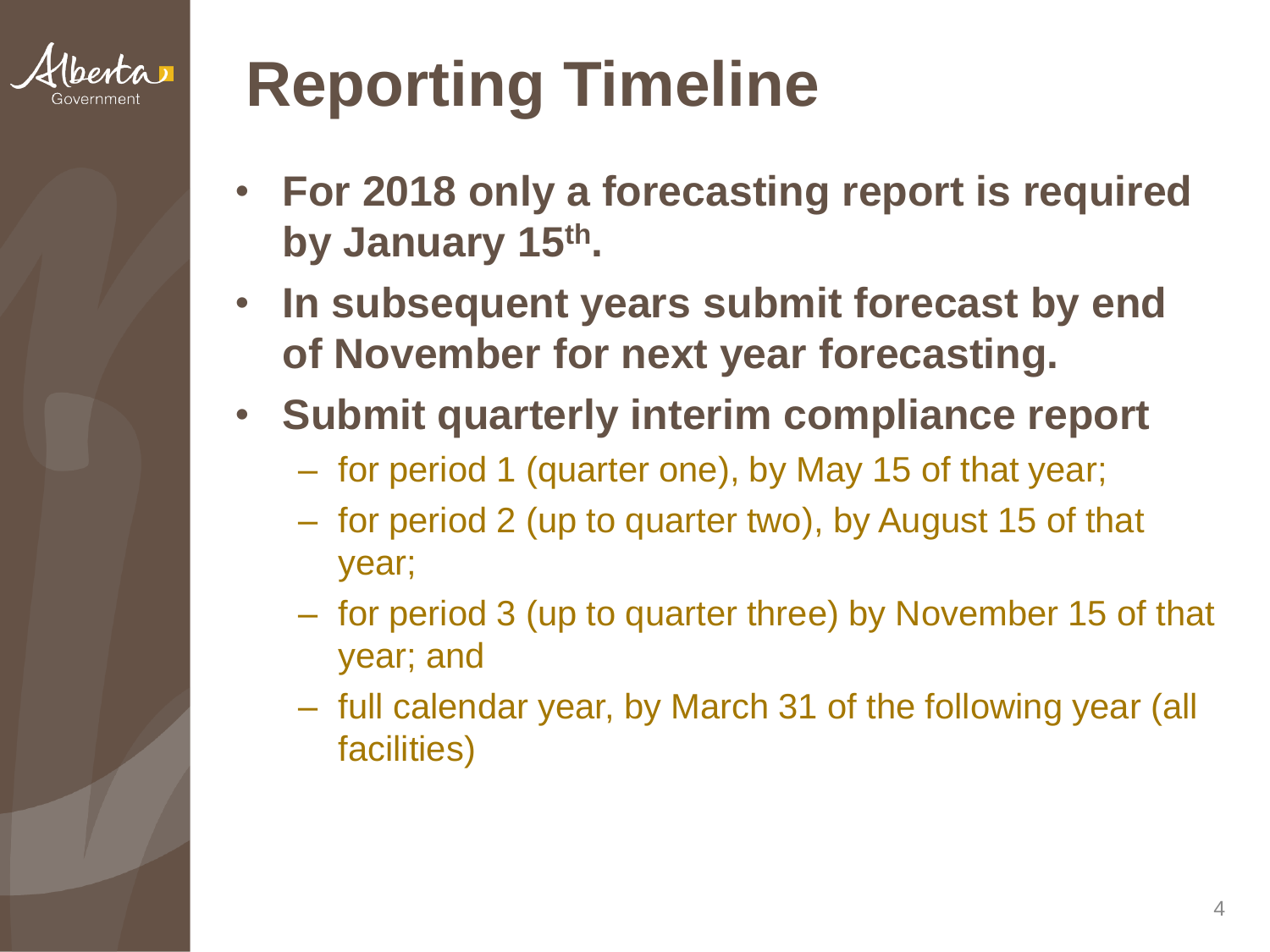# Reporting Timeline

- **For 2018 only a forecasting report is required by January 15th.**
- **In subsequent years submit forecast by end of November for next year forecasting.**
- **Submit quarterly interim compliance report**
  - for period 1 (quarter one), by May 15 of that year;
  - for period 2 (up to quarter two), by August 15 of that year;
  - for period 3 (up to quarter three) by November 15 of that year; and
  - full calendar year, by March 31 of the following year (all facilities)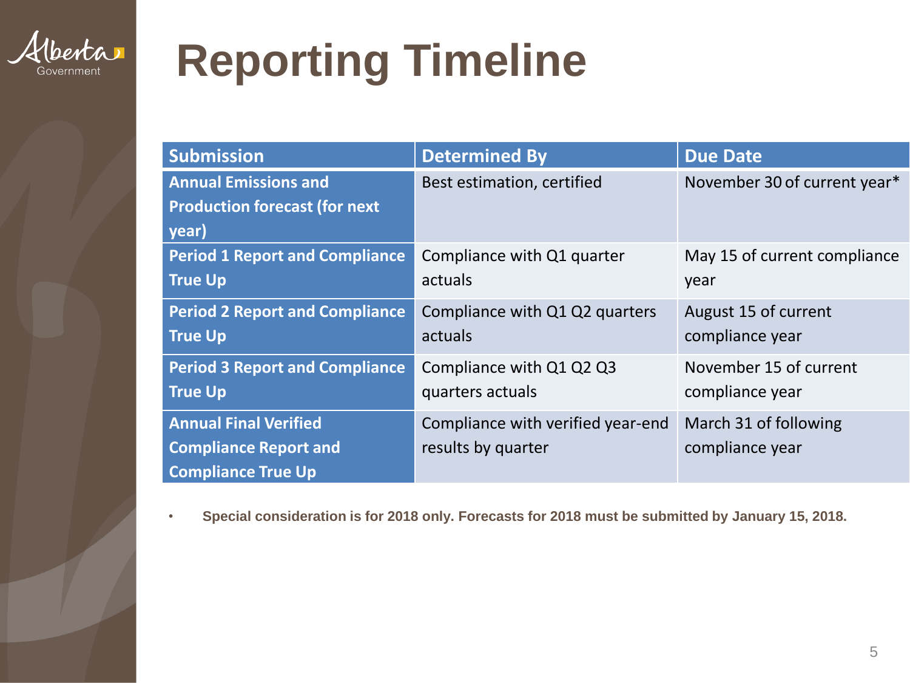# Reporting Timeline

| Submission | Determined By | Due Date |
|---|---|---|
| **Annual Emissions and Production forecast (for next year)** | Best estimation, certified | November 30 of current year* |
| **Period 1 Report and Compliance True Up** | Compliance with Q1 quarter actuals | May 15 of current compliance year |
| **Period 2 Report and Compliance True Up** | Compliance with Q1 Q2 quarters actuals | August 15 of current compliance year |
| **Period 3 Report and Compliance True Up** | Compliance with Q1 Q2 Q3 quarters actuals | November 15 of current compliance year |
| **Annual Final Verified Compliance Report and Compliance True Up** | Compliance with verified year-end results by quarter | March 31 of following compliance year |

- **Special consideration is for 2018 only. Forecasts for 2018 must be submitted by January 15, 2018.**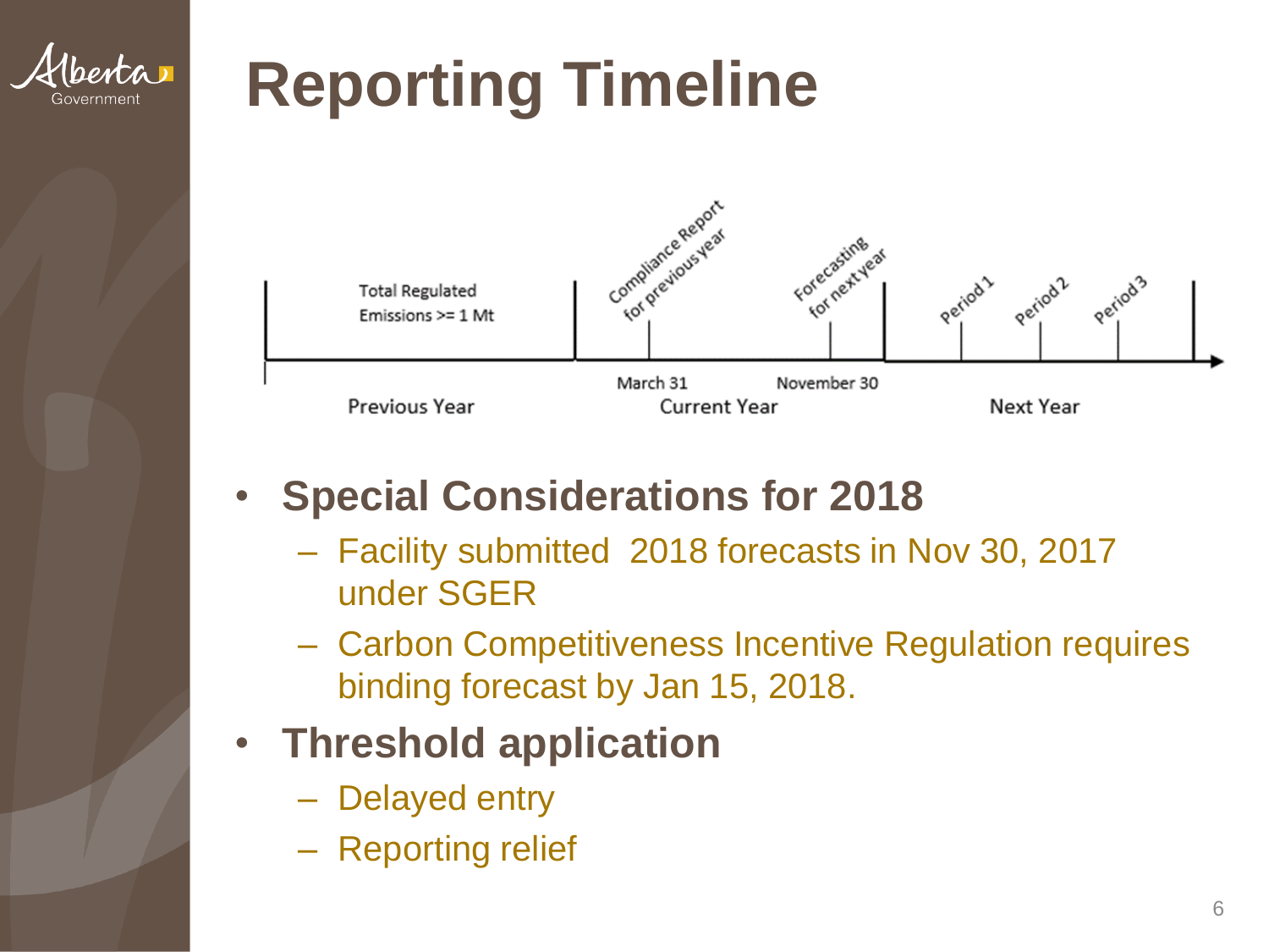# Reporting Timeline

Total Regulated Emissions >= 1 Mt

Compliance Report for previous year

Forecasting for next year

Period 1

Period 2

Period 3

March 31

November 30

Previous Year

Current Year

Next Year

- **Special Considerations for 2018**
  - Facility submitted 2018 forecasts in Nov 30, 2017 under SGER
  - Carbon Competitiveness Incentive Regulation requires binding forecast by Jan 15, 2018.
- **Threshold application**
  - Delayed entry
  - Reporting relief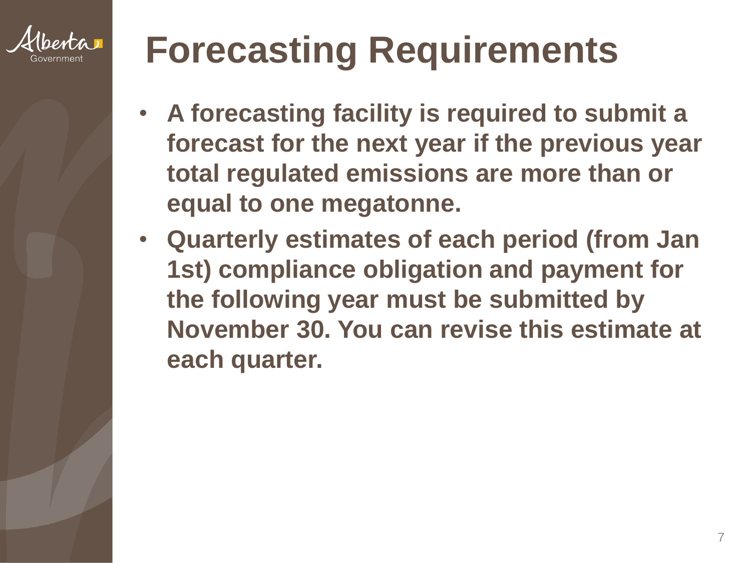# Forecasting Requirements

- **A forecasting facility is required to submit a forecast for the next year if the previous year total regulated emissions are more than or equal to one megatonne.**
- **Quarterly estimates of each period (from Jan 1st) compliance obligation and payment for the following year must be submitted by November 30. You can revise this estimate at each quarter.**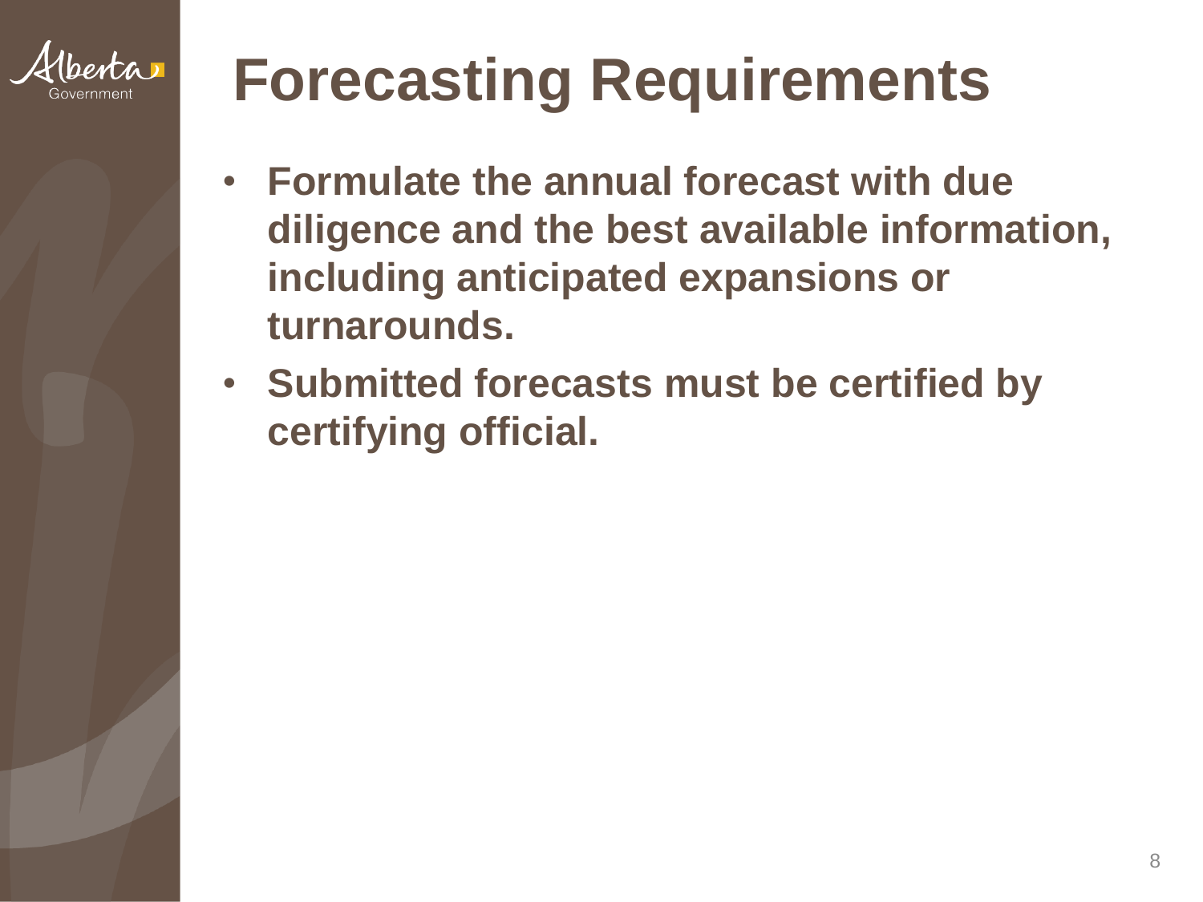# Forecasting Requirements

- **Formulate the annual forecast with due diligence and the best available information, including anticipated expansions or turnarounds.**
- **Submitted forecasts must be certified by certifying official.**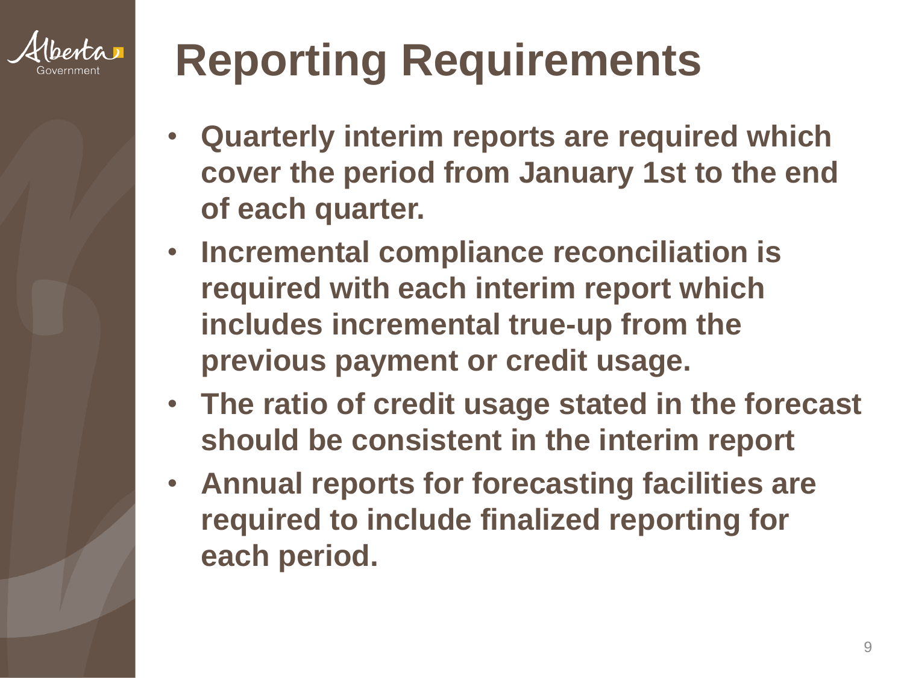# Reporting Requirements

- **Quarterly interim reports are required which cover the period from January 1st to the end of each quarter.**
- **Incremental compliance reconciliation is required with each interim report which includes incremental true-up from the previous payment or credit usage.**
- **The ratio of credit usage stated in the forecast should be consistent in the interim report**
- **Annual reports for forecasting facilities are required to include finalized reporting for each period.**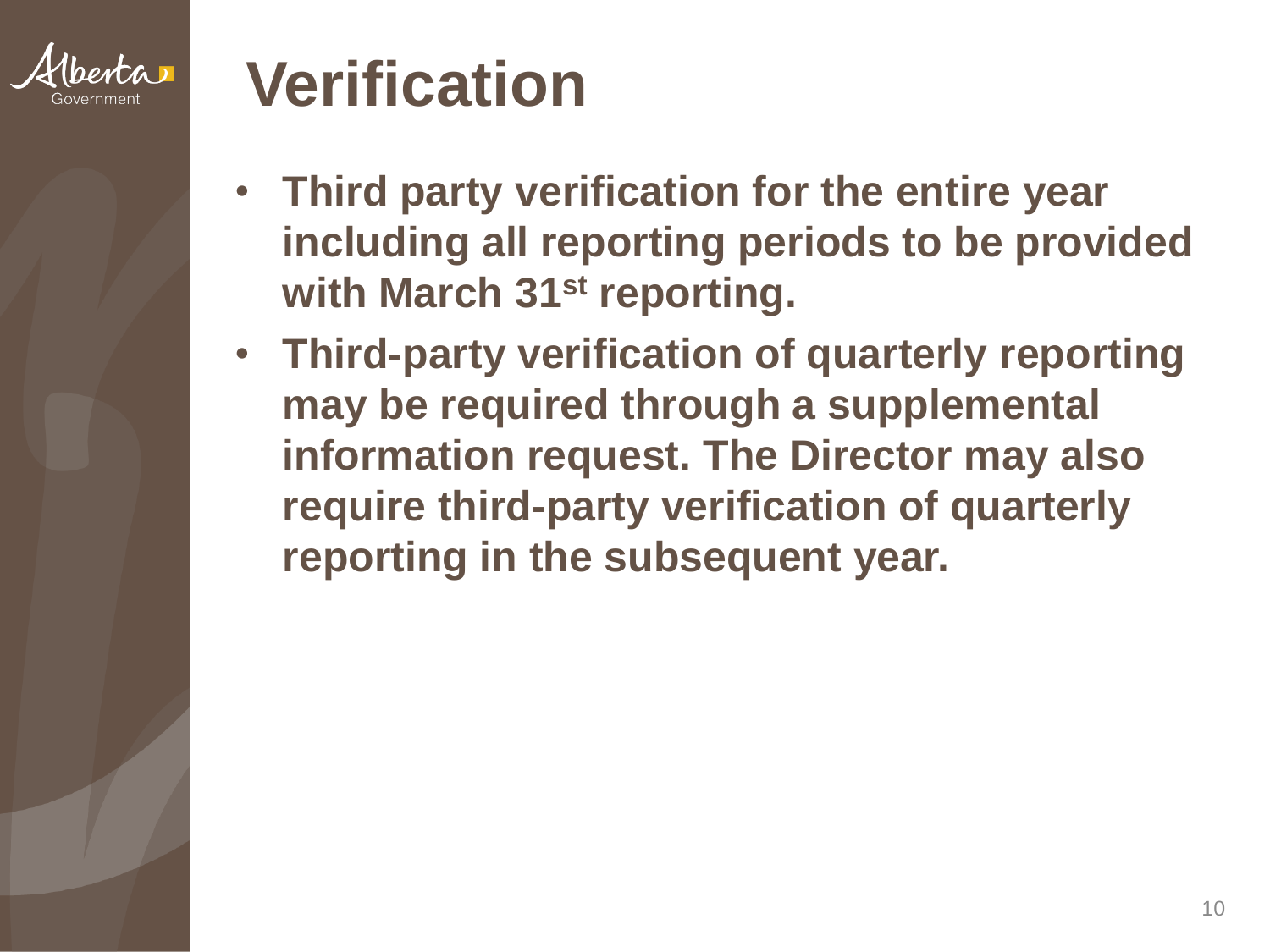# Verification

- **Third party verification for the entire year including all reporting periods to be provided with March 31st reporting.**
- **Third-party verification of quarterly reporting may be required through a supplemental information request. The Director may also require third-party verification of quarterly reporting in the subsequent year.**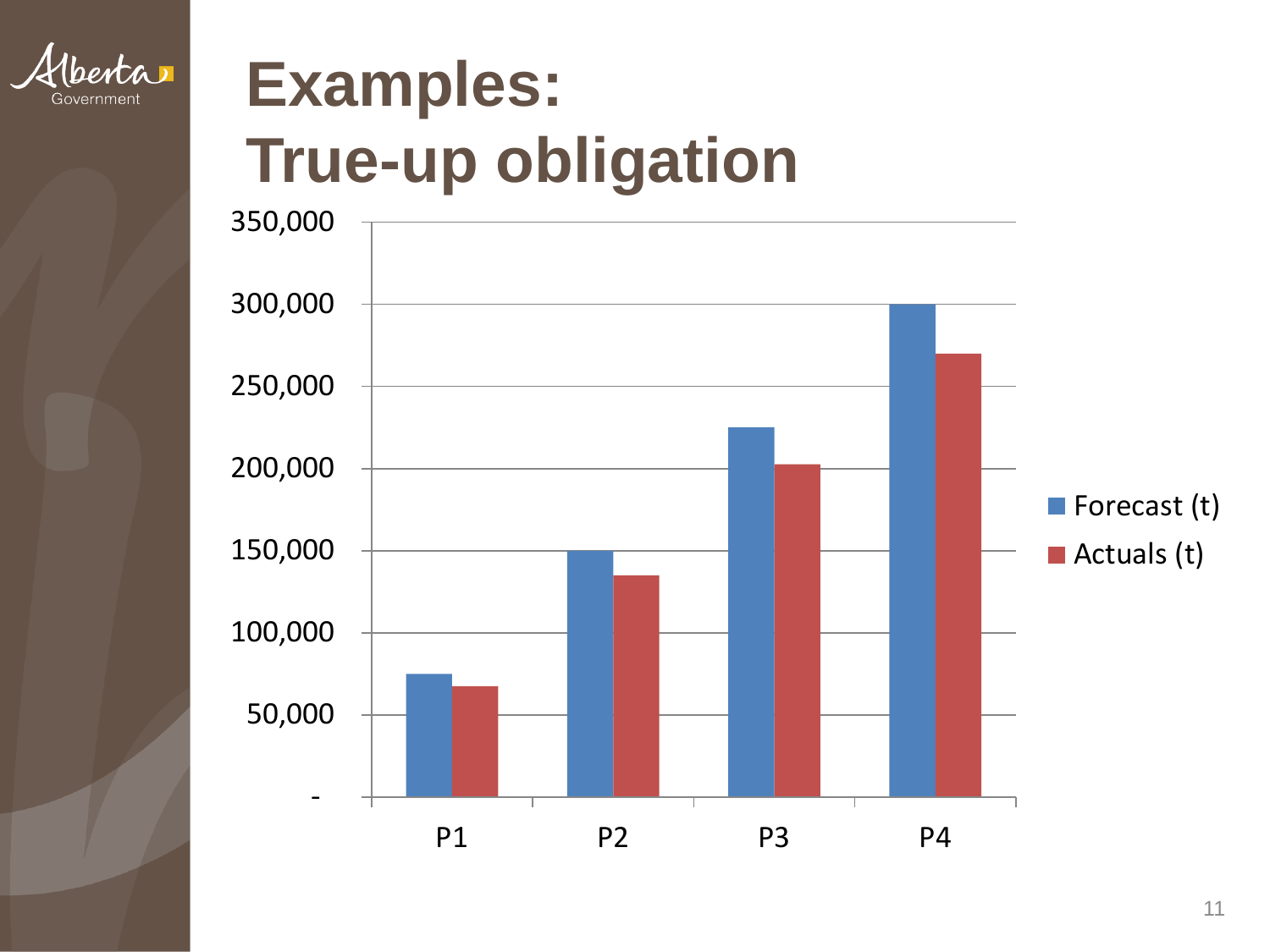# Examples: True-up obligation

| | P1 | P2 | P3 | P4 |
|---|---|---|---|---|
| Forecast (t) | 75,000 | 150,000 | 225,000 | 300,000 |
| Actuals (t) | 67,500 | 135,000 | 202,500 | 270,000 |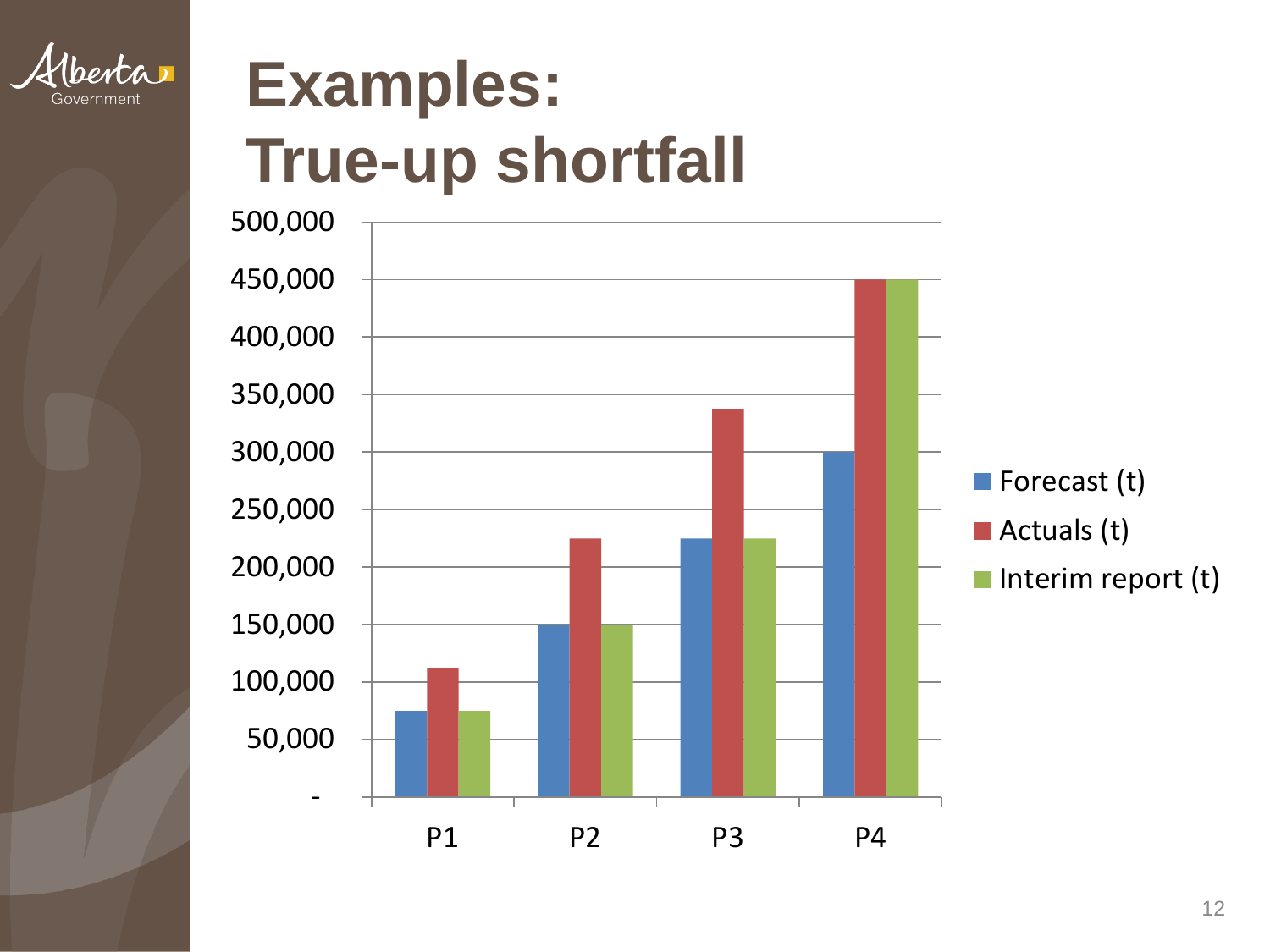# Examples: True-up shortfall

| | Forecast (t) | Actuals (t) | Interim report (t) |
|---|---|---|---|
| P1 | 75,000 | 112,500 | 75,000 |
| P2 | 150,000 | 225,000 | 150,000 |
| P3 | 225,000 | 337,500 | 225,000 |
| P4 | 300,000 | 450,000 | 450,000 |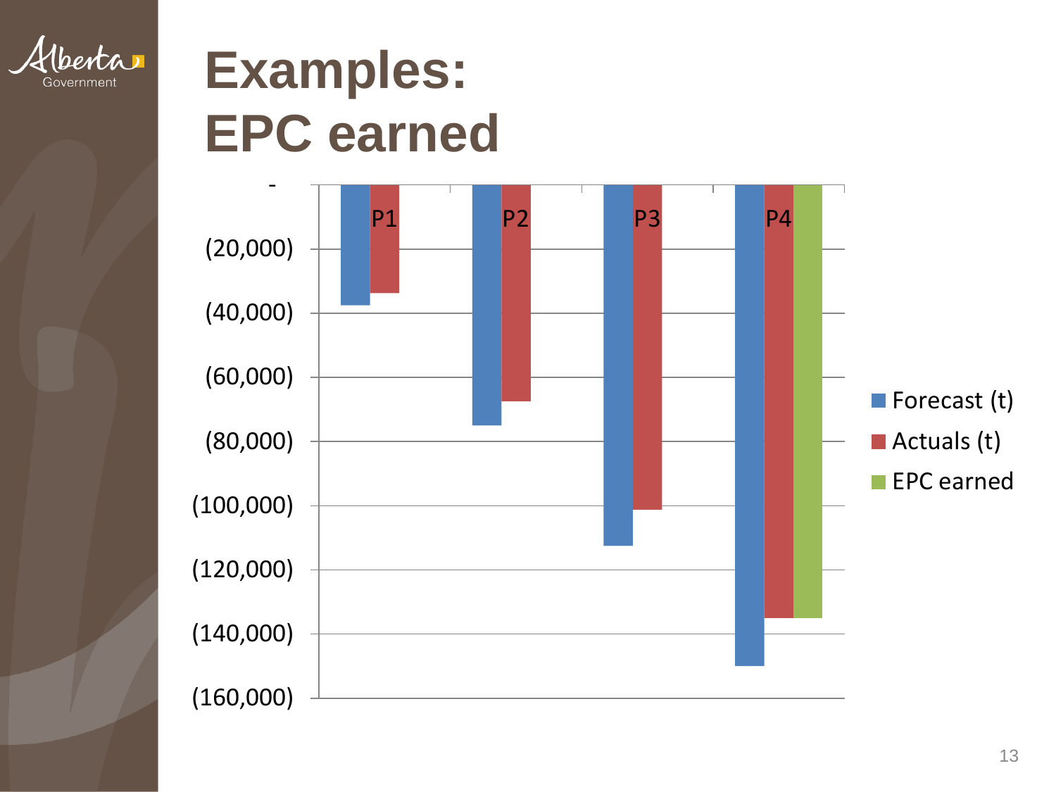# Examples: EPC earned

| | Forecast (t) | Actuals (t) | EPC earned |
|---|---|---|---|
| P1 | (37,500) | (33,750) | |
| P2 | (75,000) | (67,500) | |
| P3 | (112,500) | (101,250) | |
| P4 | (150,000) | (135,000) | (135,000) |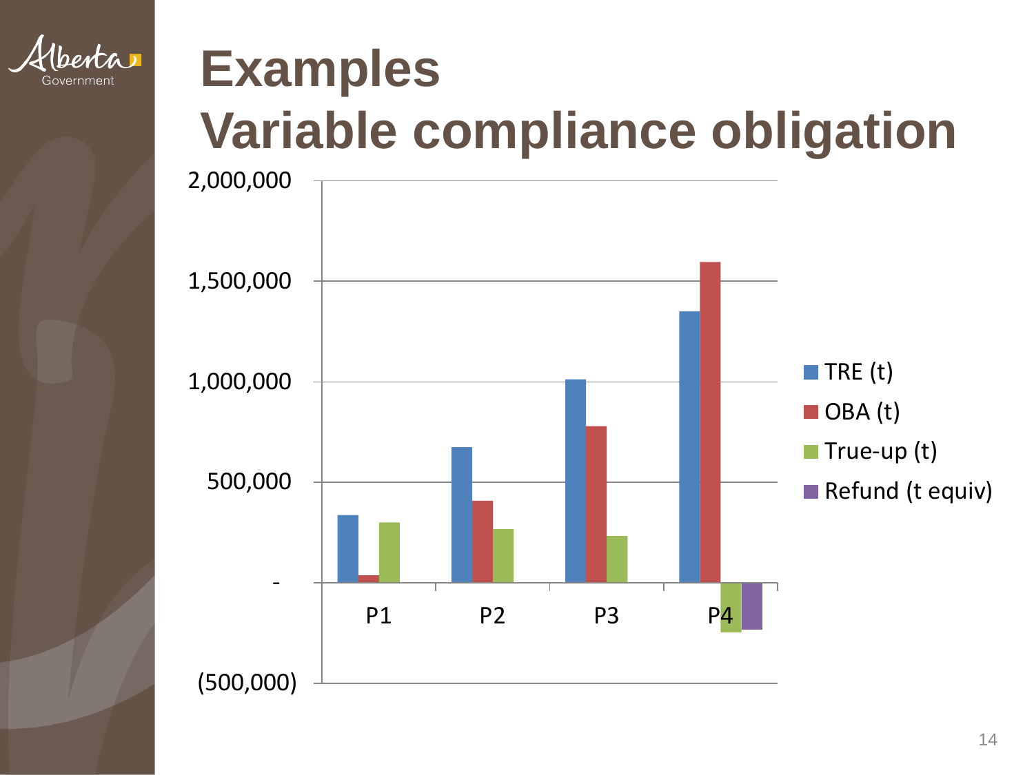# Examples
## Variable compliance obligation

2,000,000

1,500,000

1,000,000

500,000

-

(500,000)

P1 P2 P3 P4

TRE (t)
OBA (t)
True-up (t)
Refund (t equiv)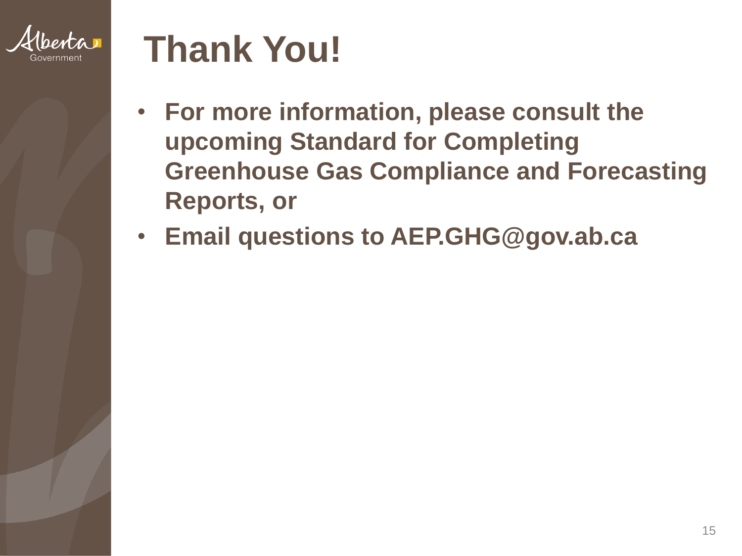# Thank You!

- **For more information, please consult the upcoming Standard for Completing Greenhouse Gas Compliance and Forecasting Reports, or**
- **Email questions to AEP.GHG@gov.ab.ca**